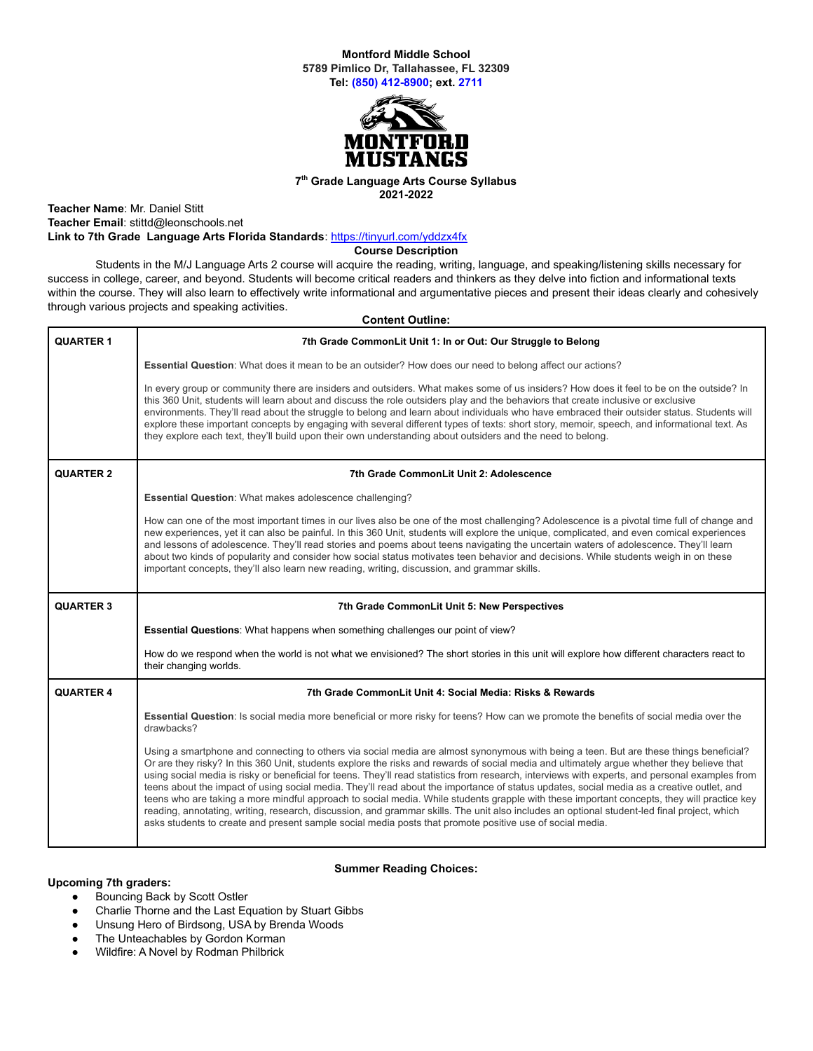**Montford Middle School**
**5789 Pimlico Dr, Tallahassee, FL 32309**
**Tel: (850) 412-8900; ext. 2711**

**MONTFORD MUSTANGS**

# 7th Grade Language Arts Course Syllabus
## 2021-2022

**Teacher Name**: Mr. Daniel Stitt
**Teacher Email**: stittd@leonschools.net
**Link to 7th Grade Language Arts Florida Standards**: https://tinyurl.com/yddzx4fx

### Course Description

Students in the M/J Language Arts 2 course will acquire the reading, writing, language, and speaking/listening skills necessary for success in college, career, and beyond. Students will become critical readers and thinkers as they delve into fiction and informational texts within the course. They will also learn to effectively write informational and argumentative pieces and present their ideas clearly and cohesively through various projects and speaking activities.

### Content Outline:

| | |
|---|---|
| **QUARTER 1** | **7th Grade CommonLit Unit 1: In or Out: Our Struggle to Belong**<br><br>**Essential Question**: What does it mean to be an outsider? How does our need to belong affect our actions?<br><br>In every group or community there are insiders and outsiders. What makes some of us insiders? How does it feel to be on the outside? In this 360 Unit, students will learn about and discuss the role outsiders play and the behaviors that create inclusive or exclusive environments. They'll read about the struggle to belong and learn about individuals who have embraced their outsider status. Students will explore these important concepts by engaging with several different types of texts: short story, memoir, speech, and informational text. As they explore each text, they'll build upon their own understanding about outsiders and the need to belong. |
| **QUARTER 2** | **7th Grade CommonLit Unit 2: Adolescence**<br><br>**Essential Question**: What makes adolescence challenging?<br><br>How can one of the most important times in our lives also be one of the most challenging? Adolescence is a pivotal time full of change and new experiences, yet it can also be painful. In this 360 Unit, students will explore the unique, complicated, and even comical experiences and lessons of adolescence. They'll read stories and poems about teens navigating the uncertain waters of adolescence. They'll learn about two kinds of popularity and consider how social status motivates teen behavior and decisions. While students weigh in on these important concepts, they'll also learn new reading, writing, discussion, and grammar skills. |
| **QUARTER 3** | **7th Grade CommonLit Unit 5: New Perspectives**<br><br>**Essential Questions**: What happens when something challenges our point of view?<br><br>How do we respond when the world is not what we envisioned? The short stories in this unit will explore how different characters react to their changing worlds. |
| **QUARTER 4** | **7th Grade CommonLit Unit 4: Social Media: Risks & Rewards**<br><br>**Essential Question**: Is social media more beneficial or more risky for teens? How can we promote the benefits of social media over the drawbacks?<br><br>Using a smartphone and connecting to others via social media are almost synonymous with being a teen. But are these things beneficial? Or are they risky? In this 360 Unit, students explore the risks and rewards of social media and ultimately argue whether they believe that using social media is risky or beneficial for teens. They'll read statistics from research, interviews with experts, and personal examples from teens about the impact of using social media. They'll read about the importance of status updates, social media as a creative outlet, and teens who are taking a more mindful approach to social media. While students grapple with these important concepts, they will practice key reading, annotating, writing, research, discussion, and grammar skills. The unit also includes an optional student-led final project, which asks students to create and present sample social media posts that promote positive use of social media. |

### Summer Reading Choices:

**Upcoming 7th graders:**

- Bouncing Back by Scott Ostler
- Charlie Thorne and the Last Equation by Stuart Gibbs
- Unsung Hero of Birdsong, USA by Brenda Woods
- The Unteachables by Gordon Korman
- Wildfire: A Novel by Rodman Philbrick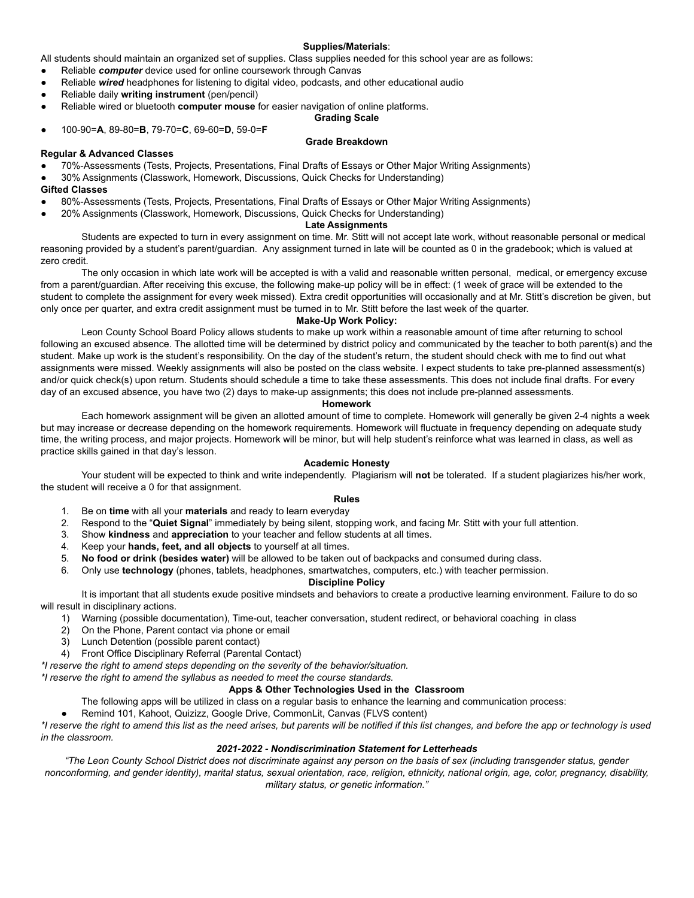## Supplies/Materials:

All students should maintain an organized set of supplies. Class supplies needed for this school year are as follows:

- Reliable ***computer*** device used for online coursework through Canvas
- Reliable ***wired*** headphones for listening to digital video, podcasts, and other educational audio
- Reliable daily **writing instrument** (pen/pencil)
- Reliable wired or bluetooth **computer mouse** for easier navigation of online platforms.

## Grading Scale

- 100-90=**A**, 89-80=**B**, 79-70=**C**, 69-60=**D**, 59-0=**F**

## Grade Breakdown

**Regular & Advanced Classes**

- 70%-Assessments (Tests, Projects, Presentations, Final Drafts of Essays or Other Major Writing Assignments)
- 30% Assignments (Classwork, Homework, Discussions, Quick Checks for Understanding)

**Gifted Classes**

- 80%-Assessments (Tests, Projects, Presentations, Final Drafts of Essays or Other Major Writing Assignments)
- 20% Assignments (Classwork, Homework, Discussions, Quick Checks for Understanding)

## Late Assignments

Students are expected to turn in every assignment on time. Mr. Stitt will not accept late work, without reasonable personal or medical reasoning provided by a student's parent/guardian. Any assignment turned in late will be counted as 0 in the gradebook; which is valued at zero credit.

The only occasion in which late work will be accepted is with a valid and reasonable written personal, medical, or emergency excuse from a parent/guardian. After receiving this excuse, the following make-up policy will be in effect: (1 week of grace will be extended to the student to complete the assignment for every week missed). Extra credit opportunities will occasionally and at Mr. Stitt's discretion be given, but only once per quarter, and extra credit assignment must be turned in to Mr. Stitt before the last week of the quarter.

## Make-Up Work Policy:

Leon County School Board Policy allows students to make up work within a reasonable amount of time after returning to school following an excused absence. The allotted time will be determined by district policy and communicated by the teacher to both parent(s) and the student. Make up work is the student's responsibility. On the day of the student's return, the student should check with me to find out what assignments were missed. Weekly assignments will also be posted on the class website. I expect students to take pre-planned assessment(s) and/or quick check(s) upon return. Students should schedule a time to take these assessments. This does not include final drafts. For every day of an excused absence, you have two (2) days to make-up assignments; this does not include pre-planned assessments.

## Homework

Each homework assignment will be given an allotted amount of time to complete. Homework will generally be given 2-4 nights a week but may increase or decrease depending on the homework requirements. Homework will fluctuate in frequency depending on adequate study time, the writing process, and major projects. Homework will be minor, but will help student's reinforce what was learned in class, as well as practice skills gained in that day's lesson.

## Academic Honesty

Your student will be expected to think and write independently. Plagiarism will **not** be tolerated. If a student plagiarizes his/her work, the student will receive a 0 for that assignment.

## Rules

1. Be on **time** with all your **materials** and ready to learn everyday
2. Respond to the "**Quiet Signal**" immediately by being silent, stopping work, and facing Mr. Stitt with your full attention.
3. Show **kindness** and **appreciation** to your teacher and fellow students at all times.
4. Keep your **hands, feet, and all objects** to yourself at all times.
5. **No food or drink (besides water)** will be allowed to be taken out of backpacks and consumed during class.
6. Only use **technology** (phones, tablets, headphones, smartwatches, computers, etc.) with teacher permission.

## Discipline Policy

It is important that all students exude positive mindsets and behaviors to create a productive learning environment. Failure to do so will result in disciplinary actions.

1) Warning (possible documentation), Time-out, teacher conversation, student redirect, or behavioral coaching in class
2) On the Phone, Parent contact via phone or email
3) Lunch Detention (possible parent contact)
4) Front Office Disciplinary Referral (Parental Contact)

*\*I reserve the right to amend steps depending on the severity of the behavior/situation.*

*\*I reserve the right to amend the syllabus as needed to meet the course standards.*

## Apps & Other Technologies Used in the Classroom

The following apps will be utilized in class on a regular basis to enhance the learning and communication process:

- Remind 101, Kahoot, Quizizz, Google Drive, CommonLit, Canvas (FLVS content)

*\*I reserve the right to amend this list as the need arises, but parents will be notified if this list changes, and before the app or technology is used in the classroom.*

### *2021-2022 - Nondiscrimination Statement for Letterheads*

*"The Leon County School District does not discriminate against any person on the basis of sex (including transgender status, gender nonconforming, and gender identity), marital status, sexual orientation, race, religion, ethnicity, national origin, age, color, pregnancy, disability, military status, or genetic information."*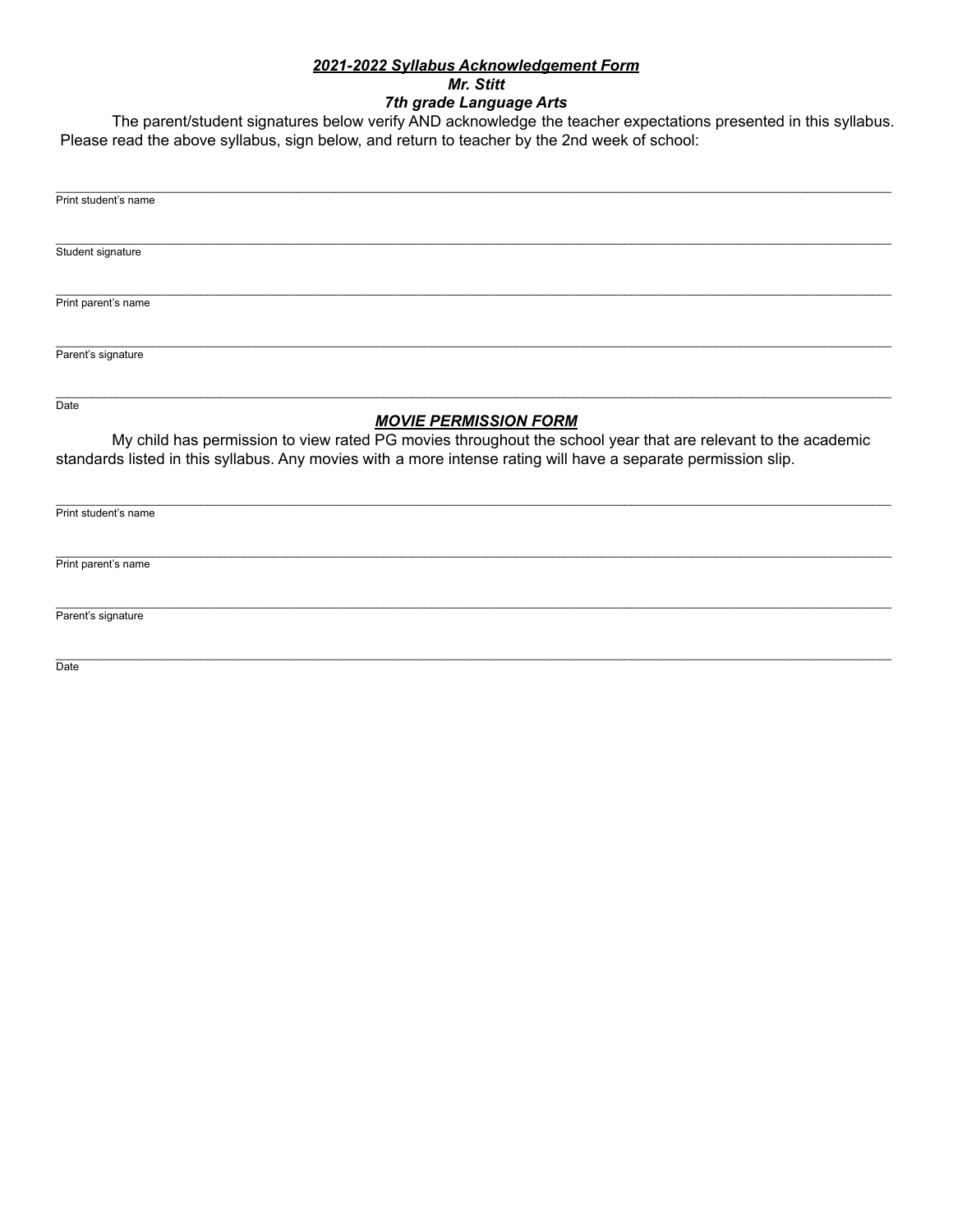## ***2021-2022 Syllabus Acknowledgement Form***

### ***Mr. Stitt***

### ***7th grade Language Arts***

The parent/student signatures below verify AND acknowledge the teacher expectations presented in this syllabus. Please read the above syllabus, sign below, and return to teacher by the 2nd week of school:

\_\_\_\_\_\_\_\_\_\_\_\_\_\_\_\_\_\_\_\_\_\_\_\_\_\_\_\_\_\_\_\_\_\_\_\_\_\_\_\_\_\_\_\_\_\_\_\_\_\_\_\_\_\_\_\_\_\_

Print student's name

\_\_\_\_\_\_\_\_\_\_\_\_\_\_\_\_\_\_\_\_\_\_\_\_\_\_\_\_\_\_\_\_\_\_\_\_\_\_\_\_\_\_\_\_\_\_\_\_\_\_\_\_\_\_\_\_\_\_

Student signature

\_\_\_\_\_\_\_\_\_\_\_\_\_\_\_\_\_\_\_\_\_\_\_\_\_\_\_\_\_\_\_\_\_\_\_\_\_\_\_\_\_\_\_\_\_\_\_\_\_\_\_\_\_\_\_\_\_\_

Print parent's name

\_\_\_\_\_\_\_\_\_\_\_\_\_\_\_\_\_\_\_\_\_\_\_\_\_\_\_\_\_\_\_\_\_\_\_\_\_\_\_\_\_\_\_\_\_\_\_\_\_\_\_\_\_\_\_\_\_\_

Parent's signature

\_\_\_\_\_\_\_\_\_\_\_\_\_\_\_\_\_\_\_\_\_\_\_\_\_\_\_\_\_\_\_\_\_\_\_\_\_\_\_\_\_\_\_\_\_\_\_\_\_\_\_\_\_\_\_\_\_\_

Date

## ***MOVIE PERMISSION FORM***

My child has permission to view rated PG movies throughout the school year that are relevant to the academic standards listed in this syllabus. Any movies with a more intense rating will have a separate permission slip.

\_\_\_\_\_\_\_\_\_\_\_\_\_\_\_\_\_\_\_\_\_\_\_\_\_\_\_\_\_\_\_\_\_\_\_\_\_\_\_\_\_\_\_\_\_\_\_\_\_\_\_\_\_\_\_\_\_\_

Print student's name

\_\_\_\_\_\_\_\_\_\_\_\_\_\_\_\_\_\_\_\_\_\_\_\_\_\_\_\_\_\_\_\_\_\_\_\_\_\_\_\_\_\_\_\_\_\_\_\_\_\_\_\_\_\_\_\_\_\_

Print parent's name

\_\_\_\_\_\_\_\_\_\_\_\_\_\_\_\_\_\_\_\_\_\_\_\_\_\_\_\_\_\_\_\_\_\_\_\_\_\_\_\_\_\_\_\_\_\_\_\_\_\_\_\_\_\_\_\_\_\_

Parent's signature

\_\_\_\_\_\_\_\_\_\_\_\_\_\_\_\_\_\_\_\_\_\_\_\_\_\_\_\_\_\_\_\_\_\_\_\_\_\_\_\_\_\_\_\_\_\_\_\_\_\_\_\_\_\_\_\_\_\_

Date